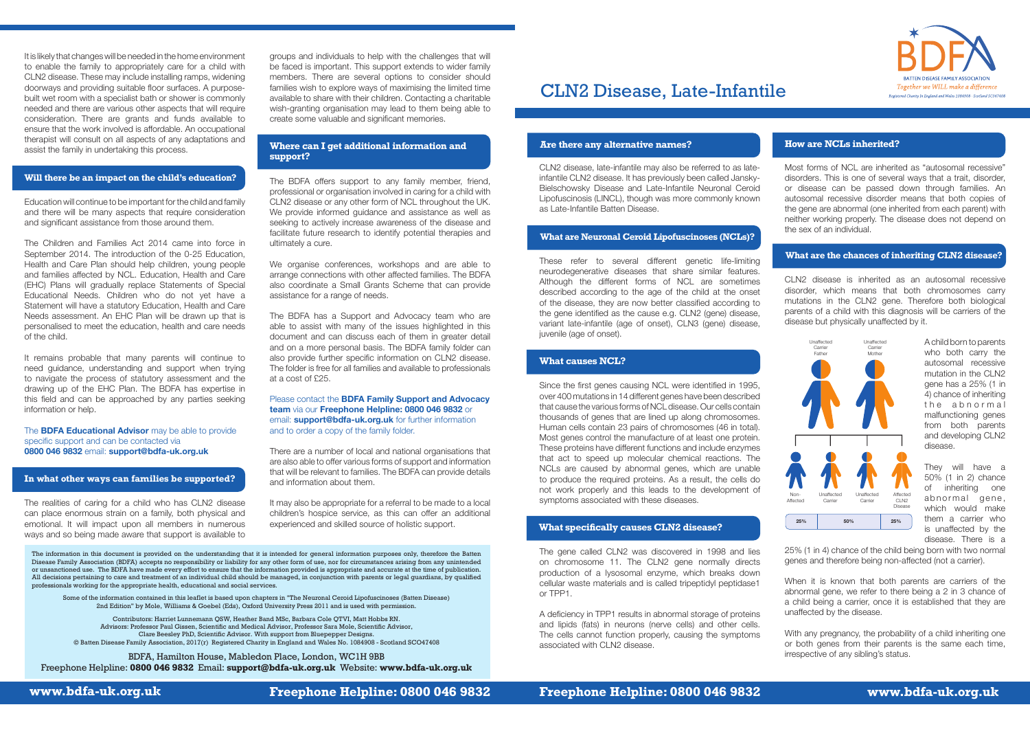# CLN2 Disease, Late-Infantile

BATTEN DISEASE FAMILY ASSOCIATION
*Together we WILL make a difference*

## Are there any alternative names?

CLN2 disease, late-infantile may also be referred to as late-infantile CLN2 disease. It has previously been called Jansky-Bielschowsky Disease and Late-Infantile Neuronal Ceroid Lipofuscinosis (LINCL), though was more commonly known as Late-Infantile Batten Disease.

## What are Neuronal Ceroid Lipofuscinoses (NCLs)?

These refer to several different genetic life-limiting neurodegenerative diseases that share similar features. Although the different forms of NCL are sometimes described according to the age of the child at the onset of the disease, they are now better classified according to the gene identified as the cause e.g. CLN2 (gene) disease, variant late-infantile (age of onset), CLN3 (gene) disease, juvenile (age of onset).

## What causes NCL?

Since the first genes causing NCL were identified in 1995, over 400 mutations in 14 different genes have been described that cause the various forms of NCL disease. Our cells contain thousands of genes that are lined up along chromosomes. Human cells contain 23 pairs of chromosomes (46 in total). Most genes control the manufacture of at least one protein. These proteins have different functions and include enzymes that act to speed up molecular chemical reactions. The NCLs are caused by abnormal genes, which are unable to produce the required proteins. As a result, the cells do not work properly and this leads to the development of symptoms associated with these diseases.

## What specifically causes CLN2 disease?

The gene called CLN2 was discovered in 1998 and lies on chromosome 11. The CLN2 gene normally directs production of a lysosomal enzyme, which breaks down cellular waste materials and is called tripeptidyl peptidase1 or TPP1.

A deficiency in TPP1 results in abnormal storage of proteins and lipids (fats) in neurons (nerve cells) and other cells. The cells cannot function properly, causing the symptoms associated with CLN2 disease.

## How are NCLs inherited?

Most forms of NCL are inherited as "autosomal recessive" disorders. This is one of several ways that a trait, disorder, or disease can be passed down through families. An autosomal recessive disorder means that both copies of the gene are abnormal (one inherited from each parent) with neither working properly. The disease does not depend on the sex of an individual.

## What are the chances of inheriting CLN2 disease?

CLN2 disease is inherited as an autosomal recessive disorder, which means that both chromosomes carry mutations in the CLN2 gene. Therefore both biological parents of a child with this diagnosis will be carriers of the disease but physically unaffected by it.

Unaffected Carrier Father | Unaffected Carrier Mother

Non-Affected | Unaffected Carrier | Unaffected Carrier | Affected CLN2 Disease

| 25% | 50% | 25% |
|---|---|---|

A child born to parents who both carry the autosomal recessive mutation in the CLN2 gene has a 25% (1 in 4) chance of inheriting the abnormal malfunctioning genes from both parents and developing CLN2 disease.

They will have a 50% (1 in 2) chance of inheriting one abnormal gene, which would make them a carrier who is unaffected by the disease. There is a 25% (1 in 4) chance of the child being born with two normal genes and therefore being non-affected (not a carrier).

When it is known that both parents are carriers of the abnormal gene, we refer to there being a 2 in 3 chance of a child being a carrier, once it is established that they are unaffected by the disease.

With any pregnancy, the probability of a child inheriting one or both genes from their parents is the same each time, irrespective of any sibling's status.

It is likely that changes will be needed in the home environment to enable the family to appropriately care for a child with CLN2 disease. These may include installing ramps, widening doorways and providing suitable floor surfaces. A purpose-built wet room with a specialist bath or shower is commonly needed and there are various other aspects that will require consideration. There are grants and funds available to ensure that the work involved is affordable. An occupational therapist will consult on all aspects of any adaptations and assist the family in undertaking this process.

## Will there be an impact on the child's education?

Education will continue to be important for the child and family and there will be many aspects that require consideration and significant assistance from those around them.

The Children and Families Act 2014 came into force in September 2014. The introduction of the 0-25 Education, Health and Care Plan should help children, young people and families affected by NCL. Education, Health and Care (EHC) Plans will gradually replace Statements of Special Educational Needs. Children who do not yet have a Statement will have a statutory Education, Health and Care Needs assessment. An EHC Plan will be drawn up that is personalised to meet the education, health and care needs of the child.

It remains probable that many parents will continue to need guidance, understanding and support when trying to navigate the process of statutory assessment and the drawing up of the EHC Plan. The BDFA has expertise in this field and can be approached by any parties seeking information or help.

The **BDFA Educational Advisor** may be able to provide specific support and can be contacted via **0800 046 9832** email: **support@bdfa-uk.org.uk**

## In what other ways can families be supported?

The realities of caring for a child who has CLN2 disease can place enormous strain on a family, both physical and emotional. It will impact upon all members in numerous ways and so being made aware that support is available to groups and individuals to help with the challenges that will be faced is important. This support extends to wider family members. There are several options to consider should families wish to explore ways of maximising the limited time available to share with their children. Contacting a charitable wish-granting organisation may lead to them being able to create some valuable and significant memories.

## Where can I get additional information and support?

The BDFA offers support to any family member, friend, professional or organisation involved in caring for a child with CLN2 disease or any other form of NCL throughout the UK. We provide informed guidance and assistance as well as seeking to actively increase awareness of the disease and facilitate future research to identify potential therapies and ultimately a cure.

We organise conferences, workshops and are able to arrange connections with other affected families. The BDFA also coordinate a Small Grants Scheme that can provide assistance for a range of needs.

The BDFA has a Support and Advocacy team who are able to assist with many of the issues highlighted in this document and can discuss each of them in greater detail and on a more personal basis. The BDFA family folder can also provide further specific information on CLN2 disease. The folder is free for all families and available to professionals at a cost of £25.

Please contact the **BDFA Family Support and Advocacy team** via our **Freephone Helpline: 0800 046 9832** or email: **support@bdfa-uk.org.uk** for further information and to order a copy of the family folder.

There are a number of local and national organisations that are also able to offer various forms of support and information that will be relevant to families. The BDFA can provide details and information about them.

It may also be appropriate for a referral to be made to a local children's hospice service, as this can offer an additional experienced and skilled source of holistic support.

The information in this document is provided on the understanding that it is intended for general information purposes only, therefore the Batten Disease Family Association (BDFA) accepts no responsibility or liability for any other form of use, nor for circumstances arising from any unintended or unsanctioned use. The BDFA have made every effort to ensure that the information provided is appropriate and accurate at the time of publication. All decisions pertaining to care and treatment of an individual child should be managed, in conjunction with parents or legal guardians, by qualified professionals working for the appropriate health, educational and social services.

Some of the information contained in this leaflet is based upon chapters in "The Neuronal Ceroid Lipofuscinoses (Batten Disease) 2nd Edition" by Mole, Williams & Goebel (Eds), Oxford University Press 2011 and is used with permission.

Contributors: Harriet Lunnemann QSW, Heather Band MSc, Barbara Cole QTVI, Matt Hobbs RN.
Advisors: Professor Paul Gissen, Scientific and Medical Advisor, Professor Sara Mole, Scientific Advisor,
Clare Beesley PhD, Scientific Advisor. With support from Bluepepper Designs.
© Batten Disease Family Association, 2017(r) Registered Charity in England and Wales No. 1084908 - Scotland SCO47408

BDFA, Hamilton House, Mabledon Place, London, WC1H 9BB
Freephone Helpline: **0800 046 9832** Email: **support@bdfa-uk.org.uk** Website: **www.bdfa-uk.org.uk**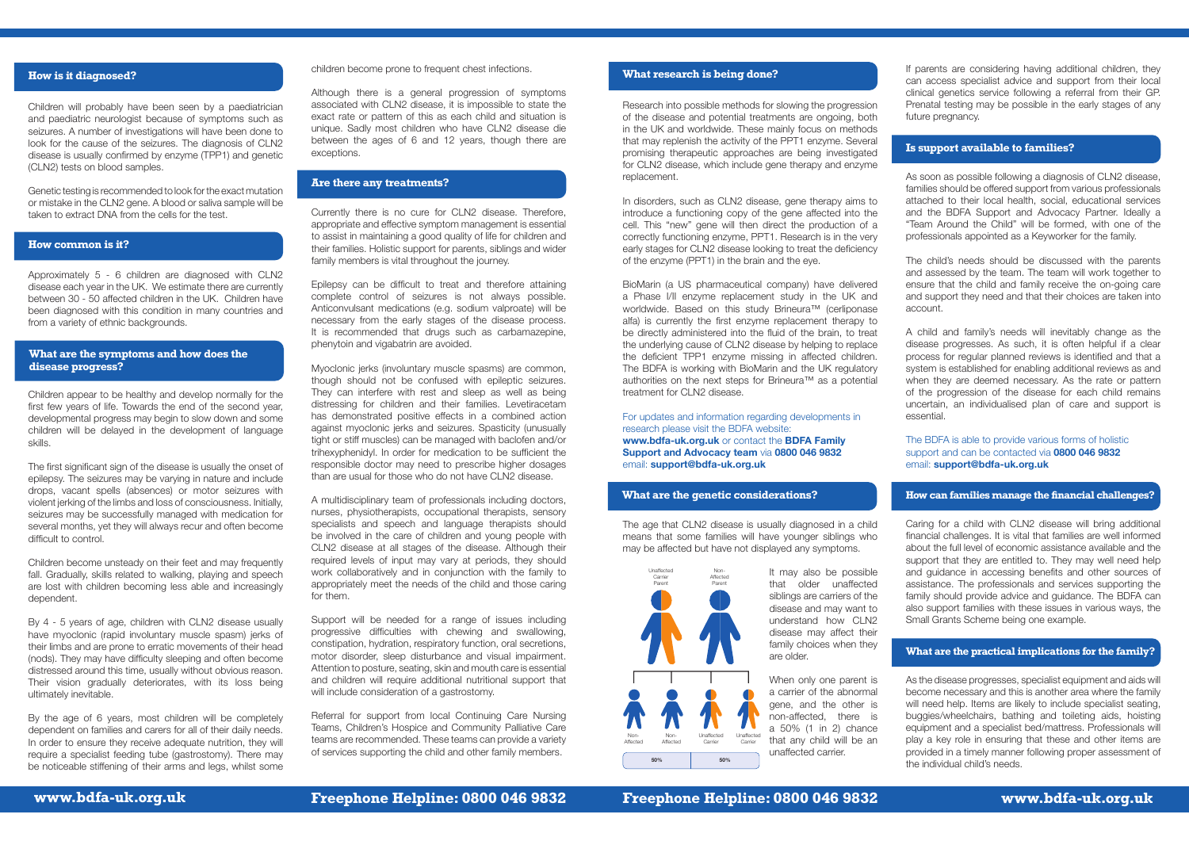## How is it diagnosed?

Children will probably have been seen by a paediatrician and paediatric neurologist because of symptoms such as seizures. A number of investigations will have been done to look for the cause of the seizures. The diagnosis of CLN2 disease is usually confirmed by enzyme (TPP1) and genetic (CLN2) tests on blood samples.

Genetic testing is recommended to look for the exact mutation or mistake in the CLN2 gene. A blood or saliva sample will be taken to extract DNA from the cells for the test.

## How common is it?

Approximately 5 - 6 children are diagnosed with CLN2 disease each year in the UK. We estimate there are currently between 30 - 50 affected children in the UK. Children have been diagnosed with this condition in many countries and from a variety of ethnic backgrounds.

## What are the symptoms and how does the disease progress?

Children appear to be healthy and develop normally for the first few years of life. Towards the end of the second year, developmental progress may begin to slow down and some children will be delayed in the development of language skills.

The first significant sign of the disease is usually the onset of epilepsy. The seizures may be varying in nature and include drops, vacant spells (absences) or motor seizures with violent jerking of the limbs and loss of consciousness. Initially, seizures may be successfully managed with medication for several months, yet they will always recur and often become difficult to control.

Children become unsteady on their feet and may frequently fall. Gradually, skills related to walking, playing and speech are lost with children becoming less able and increasingly dependent.

By 4 - 5 years of age, children with CLN2 disease usually have myoclonic (rapid involuntary muscle spasm) jerks of their limbs and are prone to erratic movements of their head (nods). They may have difficulty sleeping and often become distressed around this time, usually without obvious reason. Their vision gradually deteriorates, with its loss being ultimately inevitable.

By the age of 6 years, most children will be completely dependent on families and carers for all of their daily needs. In order to ensure they receive adequate nutrition, they will require a specialist feeding tube (gastrostomy). There may be noticeable stiffening of their arms and legs, whilst some children become prone to frequent chest infections.

Although there is a general progression of symptoms associated with CLN2 disease, it is impossible to state the exact rate or pattern of this as each child and situation is unique. Sadly most children who have CLN2 disease die between the ages of 6 and 12 years, though there are exceptions.

## Are there any treatments?

Currently there is no cure for CLN2 disease. Therefore, appropriate and effective symptom management is essential to assist in maintaining a good quality of life for children and their families. Holistic support for parents, siblings and wider family members is vital throughout the journey.

Epilepsy can be difficult to treat and therefore attaining complete control of seizures is not always possible. Anticonvulsant medications (e.g. sodium valproate) will be necessary from the early stages of the disease process. It is recommended that drugs such as carbamazepine, phenytoin and vigabatrin are avoided.

Myoclonic jerks (involuntary muscle spasms) are common, though should not be confused with epileptic seizures. They can interfere with rest and sleep as well as being distressing for children and their families. Levetiracetam has demonstrated positive effects in a combined action against myoclonic jerks and seizures. Spasticity (unusually tight or stiff muscles) can be managed with baclofen and/or trihexyphenidyl. In order for medication to be sufficient the responsible doctor may need to prescribe higher dosages than are usual for those who do not have CLN2 disease.

A multidisciplinary team of professionals including doctors, nurses, physiotherapists, occupational therapists, sensory specialists and speech and language therapists should be involved in the care of children and young people with CLN2 disease at all stages of the disease. Although their required levels of input may vary at periods, they should work collaboratively and in conjunction with the family to appropriately meet the needs of the child and those caring for them.

Support will be needed for a range of issues including progressive difficulties with chewing and swallowing, constipation, hydration, respiratory function, oral secretions, motor disorder, sleep disturbance and visual impairment. Attention to posture, seating, skin and mouth care is essential and children will require additional nutritional support that will include consideration of a gastrostomy.

Referral for support from local Continuing Care Nursing Teams, Children's Hospice and Community Palliative Care teams are recommended. These teams can provide a variety of services supporting the child and other family members.

## What research is being done?

Research into possible methods for slowing the progression of the disease and potential treatments are ongoing, both in the UK and worldwide. These mainly focus on methods that may replenish the activity of the PPT1 enzyme. Several promising therapeutic approaches are being investigated for CLN2 disease, which include gene therapy and enzyme replacement.

In disorders, such as CLN2 disease, gene therapy aims to introduce a functioning copy of the gene affected into the cell. This "new" gene will then direct the production of a correctly functioning enzyme, PPT1. Research is in the very early stages for CLN2 disease looking to treat the deficiency of the enzyme (PPT1) in the brain and the eye.

BioMarin (a US pharmaceutical company) have delivered a Phase I/II enzyme replacement study in the UK and worldwide. Based on this study Brineura™ (cerliponase alfa) is currently the first enzyme replacement therapy to be directly administered into the fluid of the brain, to treat the underlying cause of CLN2 disease by helping to replace the deficient TPP1 enzyme missing in affected children. The BDFA is working with BioMarin and the UK regulatory authorities on the next steps for Brineura™ as a potential treatment for CLN2 disease.

For updates and information regarding developments in research please visit the BDFA website: **www.bdfa-uk.org.uk** or contact the **BDFA Family Support and Advocacy team** via **0800 046 9832** email: **support@bdfa-uk.org.uk**

## What are the genetic considerations?

The age that CLN2 disease is usually diagnosed in a child means that some families will have younger siblings who may be affected but have not displayed any symptoms.

Unaffected Carrier Parent

Non-Affected Parent

Non-Affected

Non-Affected

Unaffected Carrier

Unaffected Carrier

50%

50%

It may also be possible that older unaffected siblings are carriers of the disease and may want to understand how CLN2 disease may affect their family choices when they are older.

When only one parent is a carrier of the abnormal gene, and the other is non-affected, there is a 50% (1 in 2) chance that any child will be an unaffected carrier.

If parents are considering having additional children, they can access specialist advice and support from their local clinical genetics service following a referral from their GP. Prenatal testing may be possible in the early stages of any future pregnancy.

## Is support available to families?

As soon as possible following a diagnosis of CLN2 disease, families should be offered support from various professionals attached to their local health, social, educational services and the BDFA Support and Advocacy Partner. Ideally a "Team Around the Child" will be formed, with one of the professionals appointed as a Keyworker for the family.

The child's needs should be discussed with the parents and assessed by the team. The team will work together to ensure that the child and family receive the on-going care and support they need and that their choices are taken into account.

A child and family's needs will inevitably change as the disease progresses. As such, it is often helpful if a clear process for regular planned reviews is identified and that a system is established for enabling additional reviews as and when they are deemed necessary. As the rate or pattern of the progression of the disease for each child remains uncertain, an individualised plan of care and support is essential.

The BDFA is able to provide various forms of holistic support and can be contacted via **0800 046 9832** email: **support@bdfa-uk.org.uk**

## How can families manage the financial challenges?

Caring for a child with CLN2 disease will bring additional financial challenges. It is vital that families are well informed about the full level of economic assistance available and the support that they are entitled to. They may well need help and guidance in accessing benefits and other sources of assistance. The professionals and services supporting the family should provide advice and guidance. The BDFA can also support families with these issues in various ways, the Small Grants Scheme being one example.

## What are the practical implications for the family?

As the disease progresses, specialist equipment and aids will become necessary and this is another area where the family will need help. Items are likely to include specialist seating, buggies/wheelchairs, bathing and toileting aids, hoisting equipment and a specialist bed/mattress. Professionals will play a key role in ensuring that these and other items are provided in a timely manner following proper assessment of the individual child's needs.

**www.bdfa-uk.org.uk** | **Freephone Helpline: 0800 046 9832**